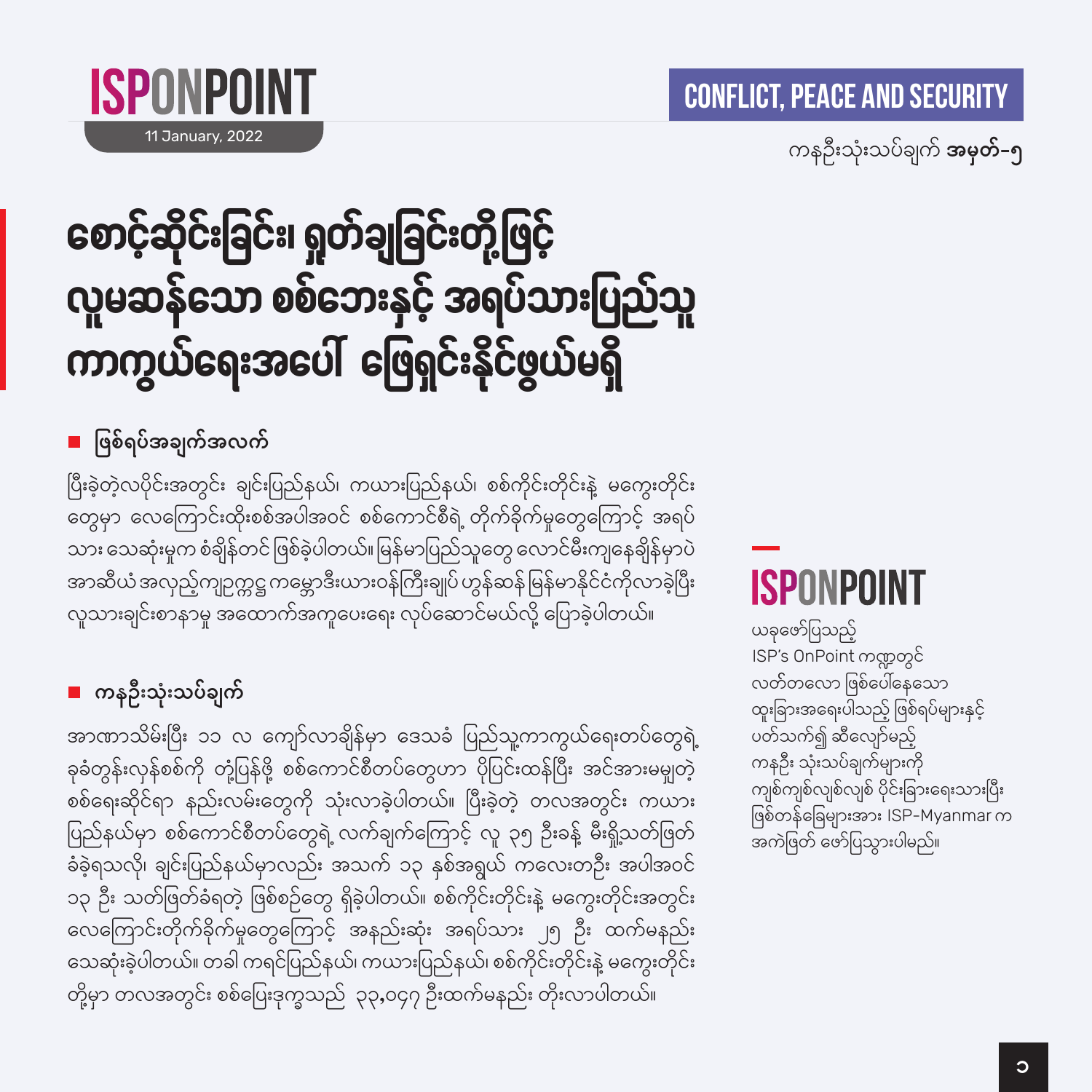ISPONPOINT

11 January, 2022

CONFLICT, PEACE AND SECURITY

ကနဦးသုံးသပ်ချက် **အမှတ်-၅**

# စောင့်ဆိုင်းခြင်း၊ ရှုတ်ချခြင်းတို့ဖြင့် လူမဆန်သော စစ်ဘေးနှင့် အရပ်သားပြည်သူ ကာကွယ်ရေးအပေါ် ဖြေရှင်းနိုင်ဖွယ်မရှိ

## ■ ဖြစ်ရပ်အချက်အလက်

ပြီးခဲ့တဲ့လပိုင်းအတွင်း ချင်းပြည်နယ်၊ ကယားပြည်နယ်၊ စစ်ကိုင်းတိုင်းနဲ့ မကွေးတိုင်းတွေမှာ လေကြောင်းထိုးစစ်အပါအဝင် စစ်ကောင်စီရဲ့ တိုက်ခိုက်မှုတွေကြောင့် အရပ်သား သေဆုံးမှုက စံချိန်တင် ဖြစ်ခဲ့ပါတယ်။ မြန်မာပြည်သူတွေ လောင်မီးကျနေချိန်မှာပဲ အာဆီယံ အလှည့်ကျဥက္ကဋ္ဌ ကမ္ဘောဒီးယားဝန်ကြီးချုပ် ဟွန်ဆန် မြန်မာနိုင်ငံကိုလာခဲ့ပြီး လူသားချင်းစာနာမှု အထောက်အကူပေးရေး လုပ်ဆောင်မယ်လို့ ပြောခဲ့ပါတယ်။

## ■ ကနဦးသုံးသပ်ချက်

အာဏာသိမ်းပြီး ၁၁ လ ကျော်လာချိန်မှာ ဒေသခံ ပြည်သူ့ကာကွယ်ရေးတပ်တွေရဲ့ ခုခံတွန်းလှန်စစ်ကို တုံ့ပြန်ဖို့ စစ်ကောင်စီတပ်တွေဟာ ပိုပြင်းထန်ပြီး အင်အားမမျှတဲ့ စစ်ရေးဆိုင်ရာ နည်းလမ်းတွေကို သုံးလာခဲ့ပါတယ်။ ပြီးခဲ့တဲ့ တလအတွင်း ကယားပြည်နယ်မှာ စစ်ကောင်စီတပ်တွေရဲ့ လက်ချက်ကြောင့် လူ ၃၅ ဦးခန့် မီးရှို့သတ်ဖြတ်ခံခဲ့ရသလို၊ ချင်းပြည်နယ်မှာလည်း အသက် ၁၃ နှစ်အရွယ် ကလေးတဦး အပါအဝင် ၁၃ ဦး သတ်ဖြတ်ခံရတဲ့ ဖြစ်စဉ်တွေ ရှိခဲ့ပါတယ်။ စစ်ကိုင်းတိုင်းနဲ့ မကွေးတိုင်းအတွင်း လေကြောင်းတိုက်ခိုက်မှုတွေကြောင့် အနည်းဆုံး အရပ်သား ၂၅ ဦး ထက်မနည်း သေဆုံးခဲ့ပါတယ်။ တခါ ကရင်ပြည်နယ်၊ ကယားပြည်နယ်၊ စစ်ကိုင်းတိုင်းနဲ့ မကွေးတိုင်း တို့မှာ တလအတွင်း စစ်ပြေးဒုက္ခသည် ၃၃,၀၄၇ ဦးထက်မနည်း တိုးလာပါတယ်။

ISPONPOINT

ယခုဖော်ပြသည့် ISP's OnPoint ကဏ္ဍတွင် လတ်တလော ဖြစ်ပေါ်နေသော ထူးခြားအရေးပါသည့် ဖြစ်ရပ်များနှင့် ပတ်သက်၍ ဆီလျော်မည့် ကနဦး သုံးသပ်ချက်များကို ကျစ်ကျစ်လျစ်လျစ် ပိုင်းခြားရေးသားပြီး ဖြစ်တန်ခြေများအား ISP-Myanmar က အကဲဖြတ် ဖော်ပြသွားပါမည်။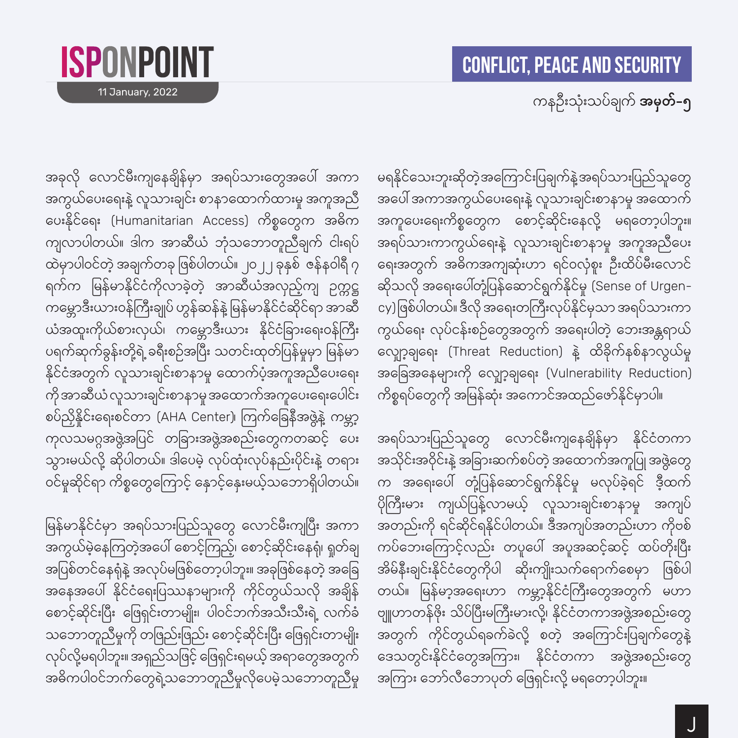အခုလို လောင်မီးကျနေချိန်မှာ အရပ်သားတွေအပေါ် အကာအကွယ်ပေးရေးနဲ့ လူသားချင်း စာနာထောက်ထားမှု အကူအညီပေးနိုင်ရေး (Humanitarian Access) ကိစ္စတွေက အဓိကကျလာပါတယ်။ ဒါက အာဆီယံ ဘုံသဘောတူညီချက် ၅ရပ်ထဲမှာပါဝင်တဲ့ အချက်တခု ဖြစ်ပါတယ်။ ၂၀၂၂ ခုနှစ် ဇန်နဝါရီ ၇ ရက်က မြန်မာနိုင်ငံကိုလာခဲ့တဲ့ အာဆီယံအလှည့်ကျ ဥက္ကဋ္ဌ ကမ္ဘောဒီးယားဝန်ကြီးချုပ် ဟွန်ဆန်နဲ့ မြန်မာနိုင်ငံဆိုင်ရာ အာဆီယံအထူးကိုယ်စားလှယ်၊ ကမ္ဘောဒီးယား နိုင်ငံခြားရေးဝန်ကြီး ပရက်ဆုက်ခွန်းတို့ရဲ့ ခရီးစဉ်အပြီး သတင်းထုတ်ပြန်မှုမှာ မြန်မာနိုင်ငံအတွက် လူသားချင်းစာနာမှု ထောက်ပံ့အကူအညီပေးရေးကို အာဆီယံ လူသားချင်းစာနာမှုအထောက်အကူပေးရေးပေါင်းစပ်ညှိနှိုင်းရေးစင်တာ (AHA Center)၊ ကြက်ခြေနီအဖွဲ့နဲ့ ကမ္ဘာ့ကုလသမဂ္ဂအဖွဲ့အပြင် တခြားအဖွဲ့အစည်းတွေကတဆင့် ပေးသွားမယ်လို့ ဆိုပါတယ်။ ဒါပေမဲ့ လုပ်ထုံးလုပ်နည်းပိုင်းနဲ့ တရားဝင်မှုဆိုင်ရာ ကိစ္စတွေကြောင့် နှောင့်နှေးမယ့်သဘောရှိပါတယ်။

မြန်မာနိုင်ငံမှာ အရပ်သားပြည်သူတွေ လောင်မီးကျပြီး အကာအကွယ်မဲ့နေကြတဲ့အပေါ် စောင့်ကြည့်၊ စောင့်ဆိုင်းနေရုံ၊ ရှုတ်ချအပြစ်တင်နေရုံနဲ့ အလုပ်မဖြစ်တော့ပါဘူး။ အခုဖြစ်နေတဲ့ အခြေအနေအပေါ် နိုင်ငံရေးပြဿနာများကို ကိုင်တွယ်သလို အချိန်စောင့်ဆိုင်းပြီး ဖြေရှင်းတာမျိုး၊ ပါဝင်ဘက်အသီးသီးရဲ့ လက်ခံသဘောတူညီမှုကို တဖြည်းဖြည်း စောင့်ဆိုင်းပြီး ဖြေရှင်းတာမျိုး လုပ်လို့မရပါဘူး။ အရှည်သဖြင့် ဖြေရှင်းရမယ့် အရာတွေအတွက် အဓိကပါဝင်ဘက်တွေရဲ့သဘောတူညီမှုလိုပေမဲ့ သဘောတူညီမှုမရနိုင်သေးဘူးဆိုတဲ့အကြောင်းပြချက်နဲ့အရပ်သားပြည်သူတွေအပေါ် အကာအကွယ်ပေးရေးနဲ့ လူသားချင်းစာနာမှု အထောက်အကူပေးရေးကိစ္စတွေက စောင့်ဆိုင်းနေလို့ မရတော့ပါဘူး။ အရပ်သားကာကွယ်ရေးနဲ့ လူသားချင်းစာနာမှု အကူအညီပေးရေးအတွက် အဓိကအကျဆုံးဟာ ရင်ဝလုံ့စူး ဦးထိပ်မီးလောင်ဆိုသလို အရေးပေါ်တုံ့ပြန်ဆောင်ရွက်နိုင်မှု (Sense of Urgency) ဖြစ်ပါတယ်။ ဒီလို အရေးတကြီးလုပ်နိုင်မှသာ အရပ်သားကာကွယ်ရေး လုပ်ငန်းစဉ်တွေအတွက် အရေးပါတဲ့ ဘေးအန္တရာယ်လျှော့ချရေး (Threat Reduction) နဲ့ ထိခိုက်နစ်နာလွယ်မှု အခြေအနေများကို လျှော့ချရေး (Vulnerability Reduction) ကိစ္စရပ်တွေကို အမြန်ဆုံး အကောင်အထည်ဖော်နိုင်မှာပါ။

အရပ်သားပြည်သူတွေ လောင်မီးကျနေချိန်မှာ နိုင်ငံတကာအသိုင်းအဝိုင်းနဲ့ အခြားဆက်စပ်တဲ့ အထောက်အကူပြု အဖွဲ့တွေက အရေးပေါ် တုံ့ပြန်ဆောင်ရွက်နိုင်မှု မလုပ်ခဲ့ရင် ဒီ့ထက်ပိုကြီးမား ကျယ်ပြန့်လာမယ့် လူသားချင်းစာနာမှု အကျပ်အတည်းကို ရင်ဆိုင်ရနိုင်ပါတယ်။ ဒီအကျပ်အတည်းဟာ ကိုဗစ်ကပ်ဘေးကြောင့်လည်း တပူပေါ် အပူအဆင့်ဆင့် ထပ်တိုးပြီး အိမ်နီးချင်းနိုင်ငံတွေကိုပါ ဆိုးကျိုးသက်ရောက်စေမှာ ဖြစ်ပါတယ်။ မြန်မာ့အရေးဟာ ကမ္ဘာ့နိုင်ငံကြီးတွေအတွက် မဟာဗျူဟာတန်ဖိုး သိပ်ပြီးမကြီးမားလို့၊ နိုင်ငံတကာအဖွဲ့အစည်းတွေအတွက် ကိုင်တွယ်ရခက်ခဲလို့ စတဲ့ အကြောင်းပြချက်တွေနဲ့ ဒေသတွင်းနိုင်ငံတွေအကြား၊ နိုင်ငံတကာ အဖွဲ့အစည်းတွေအကြား ဘော်လီဘောပုတ် ဖြေရှင်းလို့ မရတော့ပါဘူး။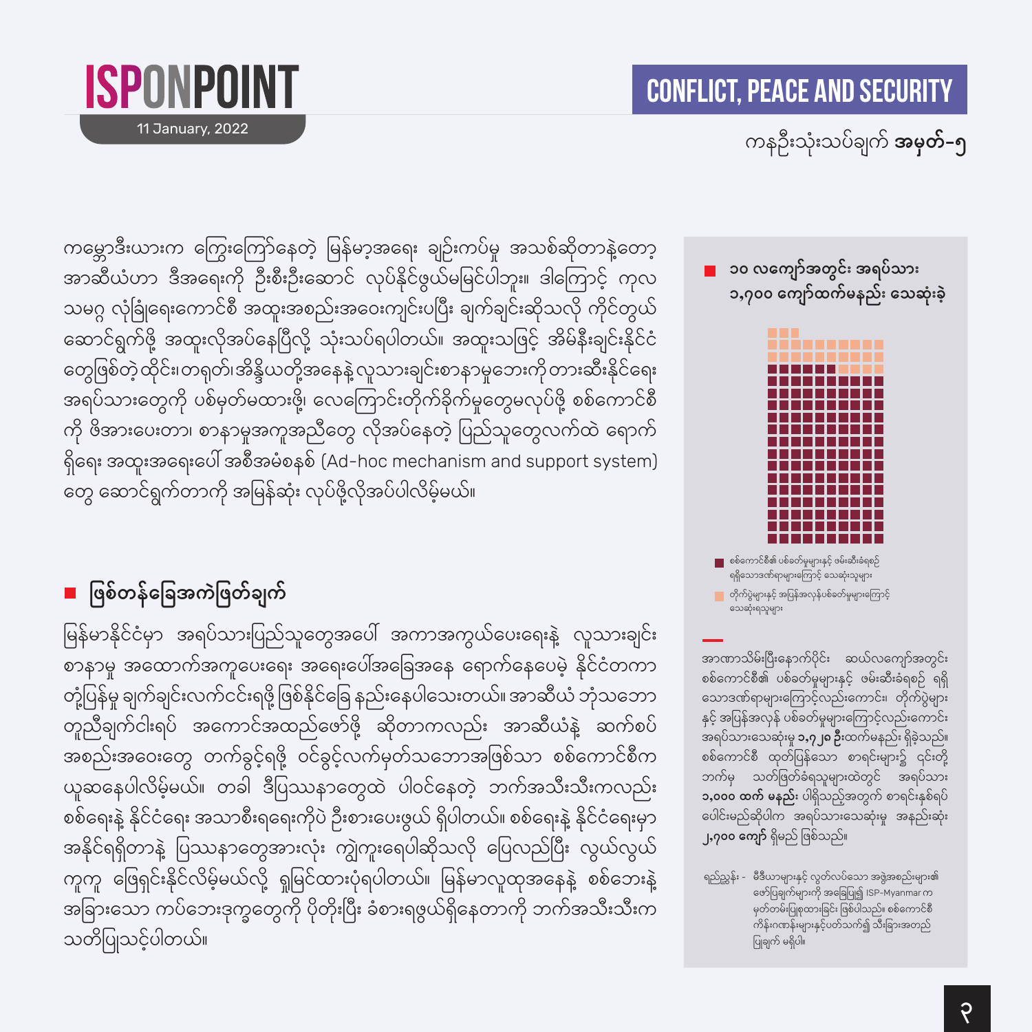ကမ္ဘောဒီးယားက ကြေးကြော်နေတဲ့ မြန်မာ့အရေး ချဉ်းကပ်မှု အသစ်ဆိုတာနဲ့တော့ အာဆီယံဟာ ဒီအရေးကို ဦးစီးဦးဆောင် လုပ်နိုင်ဖွယ်မမြင်ပါဘူး။ ဒါကြောင့် ကုလ သမဂ္ဂ လုံခြုံရေးကောင်စီ အထူးအစည်းအဝေးကျင်းပပြီး ချက်ချင်းဆိုသလို ကိုင်တွယ် ဆောင်ရွက်ဖို့ အထူးလိုအပ်နေပြီလို့ သုံးသပ်ရပါတယ်။ အထူးသဖြင့် အိမ်နီးချင်းနိုင်ငံ တွေဖြစ်တဲ့ ထိုင်း၊ တရုတ်၊ အိန္ဒိယတို့အနေနဲ့ လူသားချင်းစာနာမှုဘေးကို တားဆီးနိုင်ရေး အရပ်သားတွေကို ပစ်မှတ်မထားဖို့၊ လေကြောင်းတိုက်ခိုက်မှုတွေမလုပ်ဖို့ စစ်ကောင်စီ ကို ဖိအားပေးတာ၊ စာနာမှုအကူအညီတွေ လိုအပ်နေတဲ့ ပြည်သူတွေလက်ထဲ ရောက် ရှိရေး အထူးအရေးပေါ် အစီအမံစနစ် (Ad-hoc mechanism and support system) တွေ ဆောင်ရွက်တာကို အမြန်ဆုံး လုပ်ဖို့လိုအပ်ပါလိမ့်မယ်။

## ■ ဖြစ်တန်ခြေအကဲဖြတ်ချက်

မြန်မာနိုင်ငံမှာ အရပ်သားပြည်သူတွေအပေါ် အကာအကွယ်ပေးရေးနဲ့ လူသားချင်း စာနာမှု အထောက်အကူပေးရေး အရေးပေါ်အခြေအနေ ရောက်နေပေမဲ့ နိုင်ငံတကာ တုံ့ပြန်မှု ချက်ချင်းလက်ငင်းရဖို့ ဖြစ်နိုင်ခြေ နည်းနေပါသေးတယ်။ အာဆီယံ ဘုံသဘော တူညီချက်ငါးရပ် အကောင်အထည်ဖော်ဖို့ ဆိုတာကလည်း အာဆီယံနဲ့ ဆက်စပ် အစည်းအဝေးတွေ တက်ခွင့်ရဖို့ ဝင်ခွင့်လက်မှတ်သဘောအဖြစ်သာ စစ်ကောင်စီက ယူဆနေပါလိမ့်မယ်။ တခါ ဒီပြဿနာတွေထဲ ပါဝင်နေတဲ့ ဘက်အသီးသီးကလည်း စစ်ရေးနဲ့ နိုင်ငံရေး အသာစီးရရေးကိုပဲ ဦးစားပေးဖွယ် ရှိပါတယ်။ စစ်ရေးနဲ့ နိုင်ငံရေးမှာ အနိုင်ရရှိတာနဲ့ ပြဿနာတွေအားလုံး ကျွဲကူးရေပါဆိုသလို ပြေလည်ပြီး လွယ်လွယ် ကူကူ ဖြေရှင်းနိုင်လိမ့်မယ်လို့ ရှုမြင်ထားပုံရပါတယ်။ မြန်မာလူထုအနေနဲ့ စစ်ဘေးနဲ့ အခြားသော ကပ်ဘေးဒုက္ခတွေကို ပိုတိုးပြီး ခံစားရဖွယ်ရှိနေတာကို ဘက်အသီးသီးက သတိပြုသင့်ပါတယ်။

■ **၁၀ လကျော်အတွင်း အရပ်သား ၁,၇၀၀ ကျော်ထက်မနည်း သေဆုံးခဲ့**

■ စစ်ကောင်စီ၏ ပစ်ခတ်မှုများနှင့် ဖမ်းဆီးခံရစဉ် ရရှိသောဒဏ်ရာများကြောင့် သေဆုံးသူများ

■ တိုက်ပွဲများနှင့် အပြန်အလှန်ပစ်ခတ်မှုများကြောင့် သေဆုံးရသူများ

အာဏာသိမ်းပြီးနောက်ပိုင်း ဆယ်လကျော်အတွင်း စစ်ကောင်စီ၏ ပစ်ခတ်မှုများနှင့် ဖမ်းဆီးခံရစဉ် ရရှိသောဒဏ်ရာများကြောင့်လည်းကောင်း၊ တိုက်ပွဲများ နှင့် အပြန်အလှန် ပစ်ခတ်မှုများကြောင့်လည်းကောင်း အရပ်သားသေဆုံးမှု **၁,၇၂၈ ဦး**ထက်မနည်း ရှိခဲ့သည်။ စစ်ကောင်စီ ထုတ်ပြန်သော စာရင်းများ၌ ၎င်းတို့ ဘက်မှ သတ်ဖြတ်ခံရသူများထဲတွင် အရပ်သား **၁,၀၀၀ ထက် မနည်း** ပါရှိသည့်အတွက် စာရင်းနှစ်ရပ် ပေါင်းမည်ဆိုပါက အရပ်သားသေဆုံးမှု အနည်းဆုံး **၂,၇၀၀ ကျော်** ရှိမည် ဖြစ်သည်။

ရည်ညွှန်း - မီဒီယာများနှင့် လွတ်လပ်သော အဖွဲ့အစည်းများ၏ ဖော်ပြချက်များကို အခြေပြု၍ ISP-Myanmar က မှတ်တမ်းပြုစုထားခြင်း ဖြစ်ပါသည်။ စစ်ကောင်စီ ကိန်းဂဏန်းများနှင့်ပတ်သက်၍ သီးခြားအတည် ပြုချက် မရှိပါ။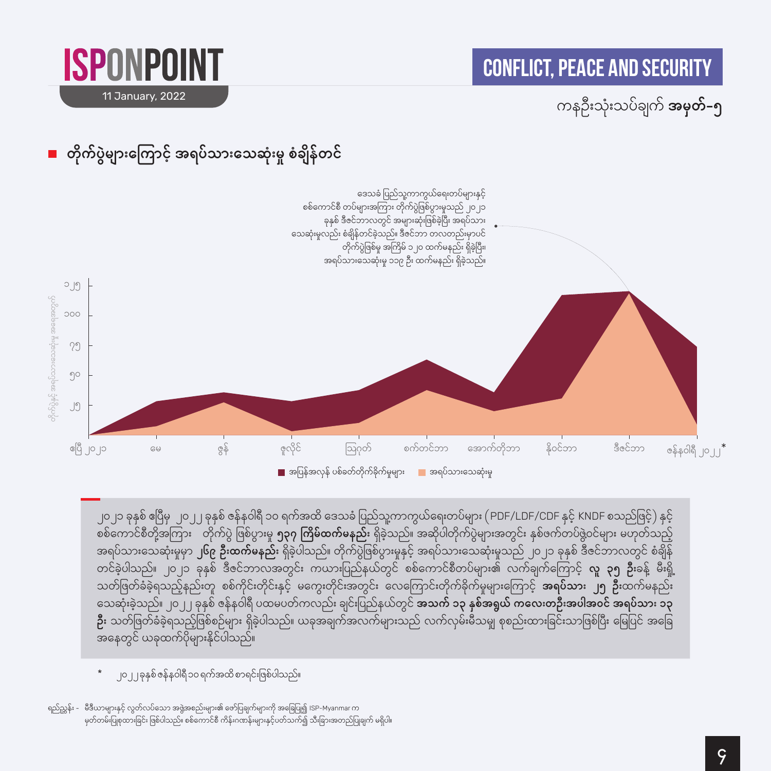**CONFLICT, PEACE AND SECURITY**

ကနဦးသုံးသပ်ချက် **အမှတ်-၅**

## တိုက်ပွဲများကြောင့် အရပ်သားသေဆုံးမှု စံချိန်တင်

ဒေသခံ ပြည်သူ့ကာကွယ်ရေးတပ်များနှင့် စစ်ကောင်စီ တပ်များအကြား တိုက်ပွဲဖြစ်ပွားမှုသည် ၂၀၂၁ ခုနှစ် ဒီဇင်ဘာလတွင် အများဆုံးဖြစ်ခဲ့ပြီး အရပ်သား သေဆုံးမှုလည်း စံချိန်တင်ခဲ့သည်။ ဒီဇင်ဘာ တလတည်းမှာပင် တိုက်ပွဲဖြစ်မှု အကြိမ် ၁၂၀ ထက်မနည်း ရှိခဲ့ပြီး၊ အရပ်သားသေဆုံးမှု ၁၁၉ ဦး ထက်မနည်း ရှိခဲ့သည်။

တိုက်ပွဲဖြစ်မှုနှင့် အရပ်သားသေဆုံးမှုအရေအတွက်

၁၂၅
၁၀၀
၇၅
၅၀
၂၅

ဧပြီ ၂၀၂၁ | မေ | ဇွန် | ဇူလိုင် | ဩဂုတ် | စက်တင်ဘာ | အောက်တိုဘာ | နိုဝင်ဘာ | ဒီဇင်ဘာ | ဇန်နဝါရီ ၂၀၂၂*

အပြန်အလှန် ပစ်ခတ်တိုက်ခိုက်မှုများ | အရပ်သားသေဆုံးမှု

၂၀၂၁ ခုနှစ် ဧပြီမှ ၂၀၂၂ ခုနှစ် ဇန်နဝါရီ ၁၀ ရက်အထိ ဒေသခံ ပြည်သူ့ကာကွယ်ရေးတပ်များ (PDF/LDF/CDF နှင့် KNDF စသည်ဖြင့်) နှင့် စစ်ကောင်စီတို့အကြား တိုက်ပွဲ ဖြစ်ပွားမှု **၅၃၇ ကြိမ်ထက်မနည်း** ရှိခဲ့သည်။ အဆိုပါတိုက်ပွဲများအတွင်း နှစ်ဖက်တပ်ဖွဲ့ဝင်များ မဟုတ်သည့် အရပ်သားသေဆုံးမှုမှာ **၂၆၉ ဦးထက်မနည်း** ရှိခဲ့ပါသည်။ တိုက်ပွဲဖြစ်ပွားမှုနှင့် အရပ်သားသေဆုံးမှုသည် ၂၀၂၁ ခုနှစ် ဒီဇင်ဘာလတွင် စံချိန်တင်ခဲ့ပါသည်။ ၂၀၂၁ ခုနှစ် ဒီဇင်ဘာလအတွင်း ကယားပြည်နယ်တွင် စစ်ကောင်စီတပ်များ၏ လက်ချက်ကြောင့် **လူ ၃၅ ဦး**ခန့် မီးရှို့သတ်ဖြတ်ခံခဲ့ရသည့်နည်းတူ စစ်ကိုင်းတိုင်းနှင့် မကွေးတိုင်းအတွင်း လေကြောင်းတိုက်ခိုက်မှုများကြောင့် **အရပ်သား ၂၅ ဦး**ထက်မနည်း သေဆုံးခဲ့သည်။ ၂၀၂၂ ခုနှစ် ဇန်နဝါရီ ပထမပတ်ကလည်း ချင်းပြည်နယ်တွင် **အသက် ၁၃ နှစ်အရွယ် ကလေးတဦးအပါအဝင် အရပ်သား ၁၃ ဦး** သတ်ဖြတ်ခံခဲ့ရသည့်ဖြစ်စဉ်များ ရှိခဲ့ပါသည်။ ယခုအချက်အလက်များသည် လက်လှမ်းမီသမျှ စုစည်းထားခြင်းသာဖြစ်ပြီး မြေပြင် အခြေအနေတွင် ယခုထက်ပိုများနိုင်ပါသည်။

\* ၂၀၂၂ ခုနှစ် ဇန်နဝါရီ ၁၀ ရက်အထိ စာရင်းဖြစ်ပါသည်။

ရည်ညွှန်း - မီဒီယာများနှင့် လွတ်လပ်သော အဖွဲ့အစည်းများ၏ ဖော်ပြချက်များကို အခြေပြု၍ ISP-Myanmar က မှတ်တမ်းပြုစုထားခြင်း ဖြစ်ပါသည်။ စစ်ကောင်စီ ကိန်းဂဏန်းများနှင့်ပတ်သက်၍ သီးခြားအတည်ပြုချက် မရှိပါ။